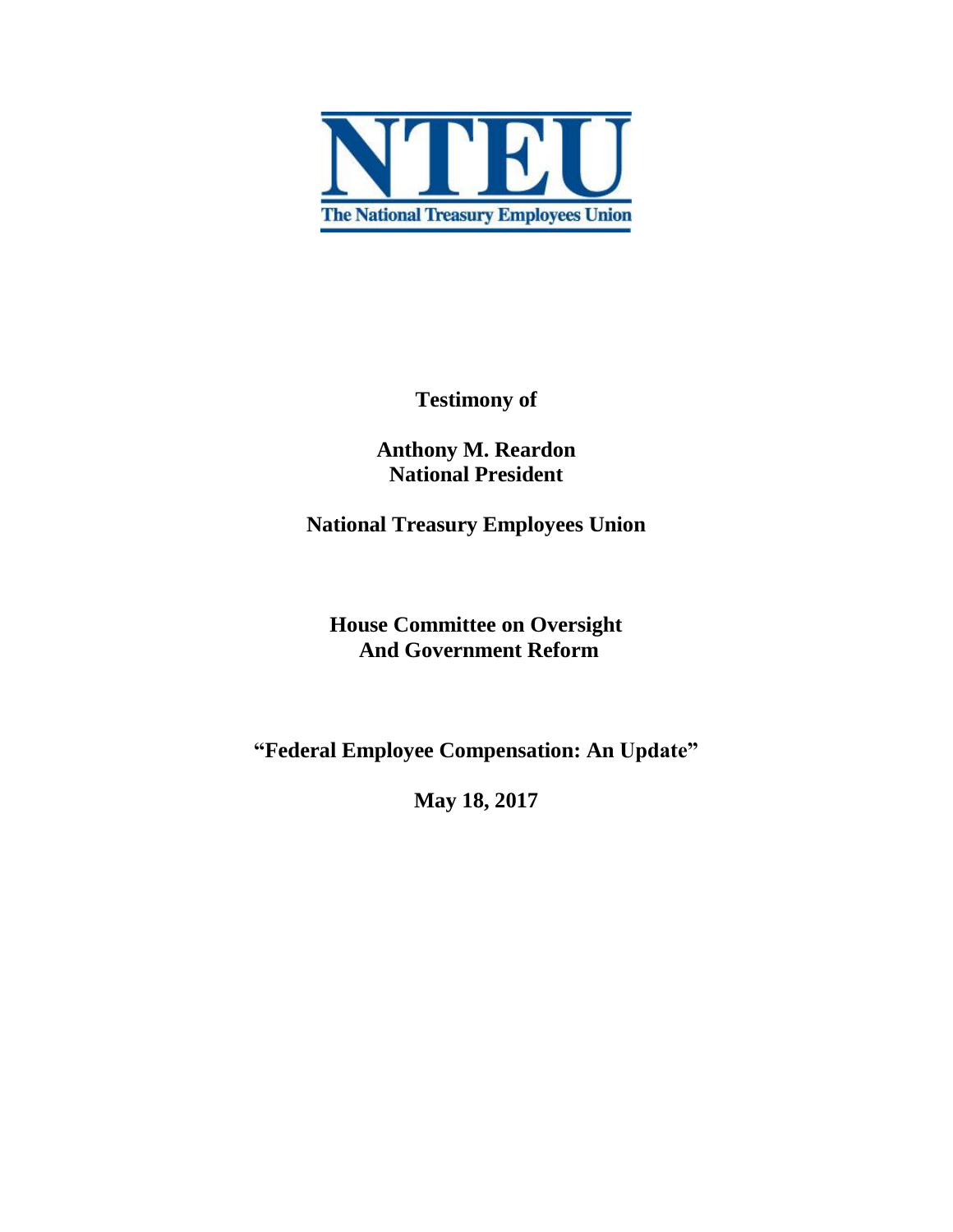**NTEU**

**The National Treasury Employees Union**

**Testimony of**

**Anthony M. Reardon**
**National President**

**National Treasury Employees Union**

**House Committee on Oversight**
**And Government Reform**

**"Federal Employee Compensation: An Update"**

**May 18, 2017**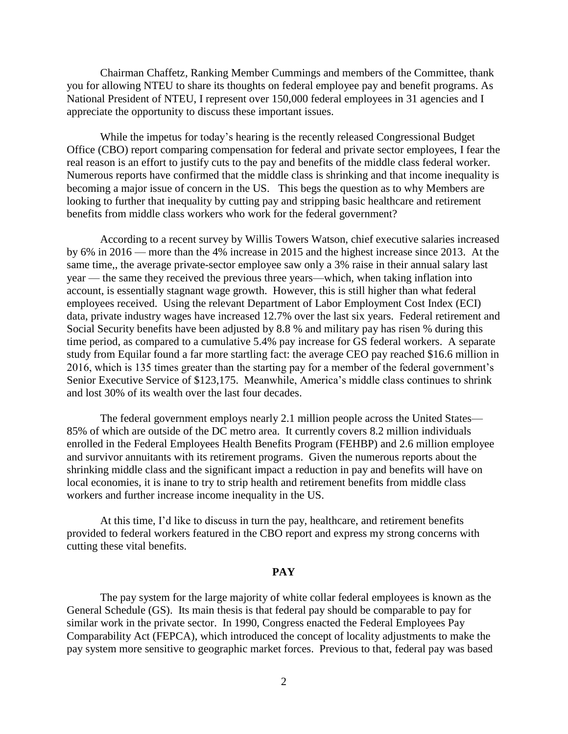Chairman Chaffetz, Ranking Member Cummings and members of the Committee, thank you for allowing NTEU to share its thoughts on federal employee pay and benefit programs. As National President of NTEU, I represent over 150,000 federal employees in 31 agencies and I appreciate the opportunity to discuss these important issues.

While the impetus for today's hearing is the recently released Congressional Budget Office (CBO) report comparing compensation for federal and private sector employees, I fear the real reason is an effort to justify cuts to the pay and benefits of the middle class federal worker. Numerous reports have confirmed that the middle class is shrinking and that income inequality is becoming a major issue of concern in the US. This begs the question as to why Members are looking to further that inequality by cutting pay and stripping basic healthcare and retirement benefits from middle class workers who work for the federal government?

According to a recent survey by Willis Towers Watson, chief executive salaries increased by 6% in 2016 — more than the 4% increase in 2015 and the highest increase since 2013. At the same time,, the average private-sector employee saw only a 3% raise in their annual salary last year — the same they received the previous three years—which, when taking inflation into account, is essentially stagnant wage growth. However, this is still higher than what federal employees received. Using the relevant Department of Labor Employment Cost Index (ECI) data, private industry wages have increased 12.7% over the last six years. Federal retirement and Social Security benefits have been adjusted by 8.8 % and military pay has risen % during this time period, as compared to a cumulative 5.4% pay increase for GS federal workers. A separate study from Equilar found a far more startling fact: the average CEO pay reached $16.6 million in 2016, which is 135 times greater than the starting pay for a member of the federal government's Senior Executive Service of $123,175. Meanwhile, America's middle class continues to shrink and lost 30% of its wealth over the last four decades.

The federal government employs nearly 2.1 million people across the United States—85% of which are outside of the DC metro area. It currently covers 8.2 million individuals enrolled in the Federal Employees Health Benefits Program (FEHBP) and 2.6 million employee and survivor annuitants with its retirement programs. Given the numerous reports about the shrinking middle class and the significant impact a reduction in pay and benefits will have on local economies, it is inane to try to strip health and retirement benefits from middle class workers and further increase income inequality in the US.

At this time, I'd like to discuss in turn the pay, healthcare, and retirement benefits provided to federal workers featured in the CBO report and express my strong concerns with cutting these vital benefits.

## PAY

The pay system for the large majority of white collar federal employees is known as the General Schedule (GS). Its main thesis is that federal pay should be comparable to pay for similar work in the private sector. In 1990, Congress enacted the Federal Employees Pay Comparability Act (FEPCA), which introduced the concept of locality adjustments to make the pay system more sensitive to geographic market forces. Previous to that, federal pay was based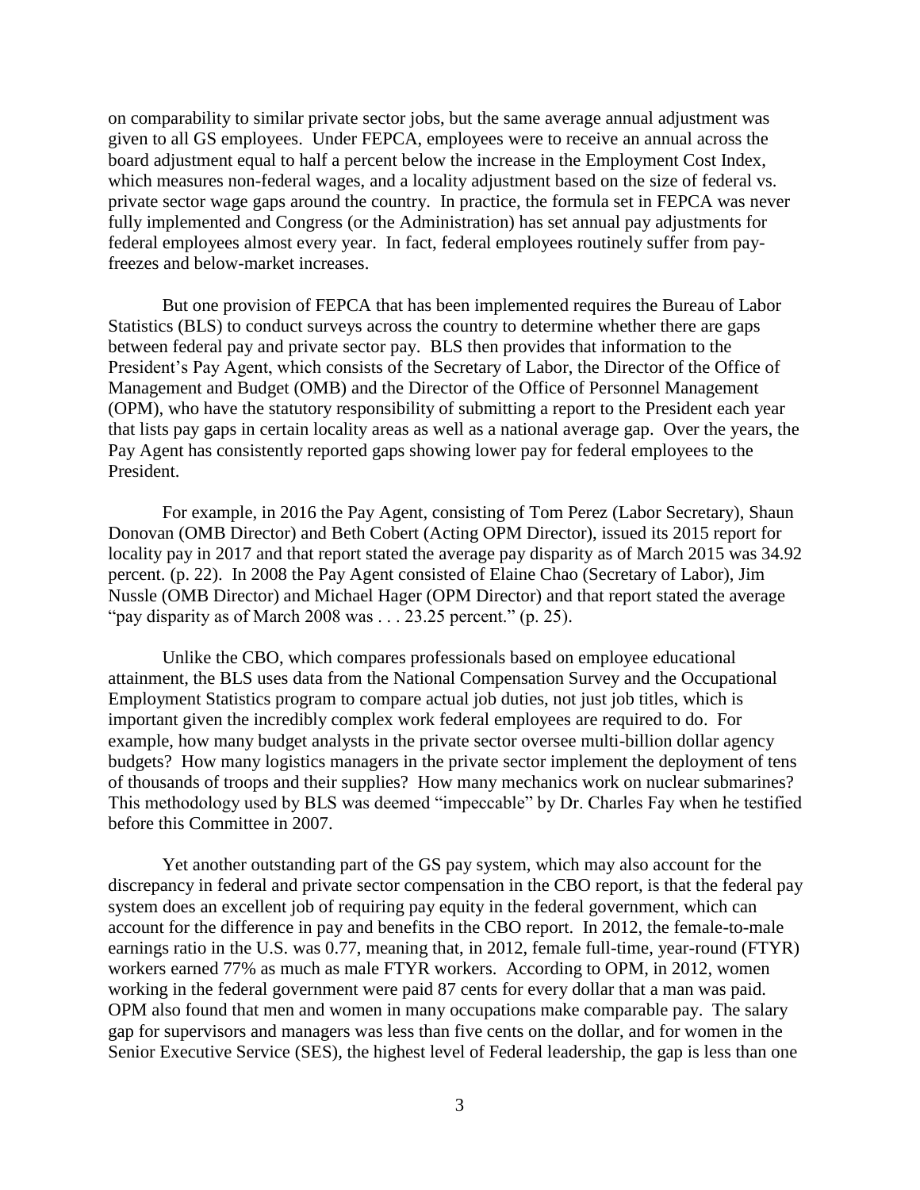on comparability to similar private sector jobs, but the same average annual adjustment was given to all GS employees. Under FEPCA, employees were to receive an annual across the board adjustment equal to half a percent below the increase in the Employment Cost Index, which measures non-federal wages, and a locality adjustment based on the size of federal vs. private sector wage gaps around the country. In practice, the formula set in FEPCA was never fully implemented and Congress (or the Administration) has set annual pay adjustments for federal employees almost every year. In fact, federal employees routinely suffer from pay-freezes and below-market increases.

But one provision of FEPCA that has been implemented requires the Bureau of Labor Statistics (BLS) to conduct surveys across the country to determine whether there are gaps between federal pay and private sector pay. BLS then provides that information to the President's Pay Agent, which consists of the Secretary of Labor, the Director of the Office of Management and Budget (OMB) and the Director of the Office of Personnel Management (OPM), who have the statutory responsibility of submitting a report to the President each year that lists pay gaps in certain locality areas as well as a national average gap. Over the years, the Pay Agent has consistently reported gaps showing lower pay for federal employees to the President.

For example, in 2016 the Pay Agent, consisting of Tom Perez (Labor Secretary), Shaun Donovan (OMB Director) and Beth Cobert (Acting OPM Director), issued its 2015 report for locality pay in 2017 and that report stated the average pay disparity as of March 2015 was 34.92 percent. (p. 22). In 2008 the Pay Agent consisted of Elaine Chao (Secretary of Labor), Jim Nussle (OMB Director) and Michael Hager (OPM Director) and that report stated the average "pay disparity as of March 2008 was . . . 23.25 percent." (p. 25).

Unlike the CBO, which compares professionals based on employee educational attainment, the BLS uses data from the National Compensation Survey and the Occupational Employment Statistics program to compare actual job duties, not just job titles, which is important given the incredibly complex work federal employees are required to do. For example, how many budget analysts in the private sector oversee multi-billion dollar agency budgets? How many logistics managers in the private sector implement the deployment of tens of thousands of troops and their supplies? How many mechanics work on nuclear submarines? This methodology used by BLS was deemed "impeccable" by Dr. Charles Fay when he testified before this Committee in 2007.

Yet another outstanding part of the GS pay system, which may also account for the discrepancy in federal and private sector compensation in the CBO report, is that the federal pay system does an excellent job of requiring pay equity in the federal government, which can account for the difference in pay and benefits in the CBO report. In 2012, the female-to-male earnings ratio in the U.S. was 0.77, meaning that, in 2012, female full-time, year-round (FTYR) workers earned 77% as much as male FTYR workers. According to OPM, in 2012, women working in the federal government were paid 87 cents for every dollar that a man was paid. OPM also found that men and women in many occupations make comparable pay. The salary gap for supervisors and managers was less than five cents on the dollar, and for women in the Senior Executive Service (SES), the highest level of Federal leadership, the gap is less than one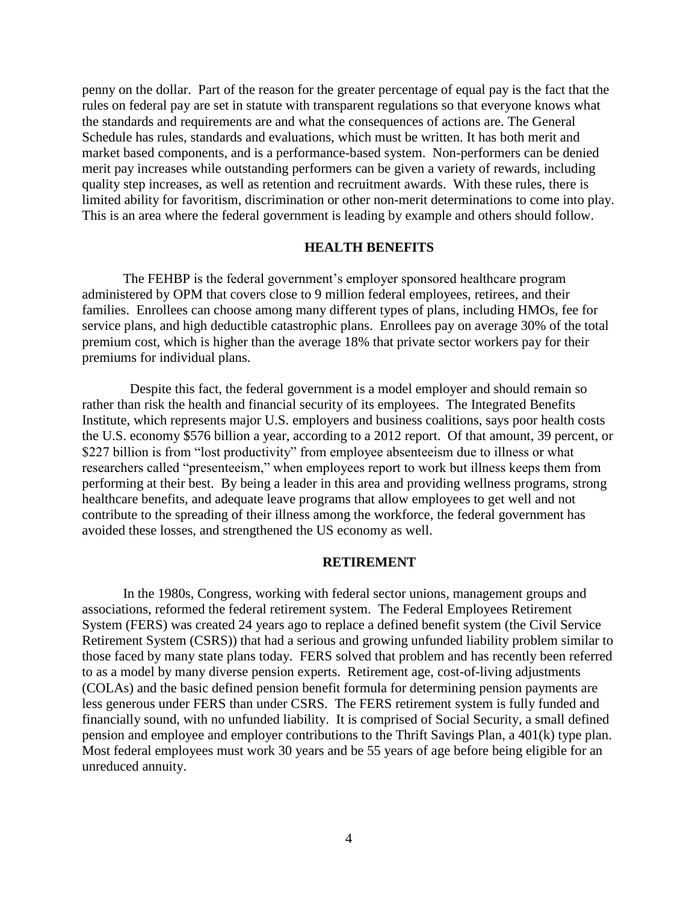penny on the dollar. Part of the reason for the greater percentage of equal pay is the fact that the rules on federal pay are set in statute with transparent regulations so that everyone knows what the standards and requirements are and what the consequences of actions are. The General Schedule has rules, standards and evaluations, which must be written. It has both merit and market based components, and is a performance-based system. Non-performers can be denied merit pay increases while outstanding performers can be given a variety of rewards, including quality step increases, as well as retention and recruitment awards. With these rules, there is limited ability for favoritism, discrimination or other non-merit determinations to come into play. This is an area where the federal government is leading by example and others should follow.

## HEALTH BENEFITS

The FEHBP is the federal government's employer sponsored healthcare program administered by OPM that covers close to 9 million federal employees, retirees, and their families. Enrollees can choose among many different types of plans, including HMOs, fee for service plans, and high deductible catastrophic plans. Enrollees pay on average 30% of the total premium cost, which is higher than the average 18% that private sector workers pay for their premiums for individual plans.

Despite this fact, the federal government is a model employer and should remain so rather than risk the health and financial security of its employees. The Integrated Benefits Institute, which represents major U.S. employers and business coalitions, says poor health costs the U.S. economy $576 billion a year, according to a 2012 report. Of that amount, 39 percent, or $227 billion is from "lost productivity" from employee absenteeism due to illness or what researchers called "presenteeism," when employees report to work but illness keeps them from performing at their best. By being a leader in this area and providing wellness programs, strong healthcare benefits, and adequate leave programs that allow employees to get well and not contribute to the spreading of their illness among the workforce, the federal government has avoided these losses, and strengthened the US economy as well.

## RETIREMENT

In the 1980s, Congress, working with federal sector unions, management groups and associations, reformed the federal retirement system. The Federal Employees Retirement System (FERS) was created 24 years ago to replace a defined benefit system (the Civil Service Retirement System (CSRS)) that had a serious and growing unfunded liability problem similar to those faced by many state plans today. FERS solved that problem and has recently been referred to as a model by many diverse pension experts. Retirement age, cost-of-living adjustments (COLAs) and the basic defined pension benefit formula for determining pension payments are less generous under FERS than under CSRS. The FERS retirement system is fully funded and financially sound, with no unfunded liability. It is comprised of Social Security, a small defined pension and employee and employer contributions to the Thrift Savings Plan, a 401(k) type plan. Most federal employees must work 30 years and be 55 years of age before being eligible for an unreduced annuity.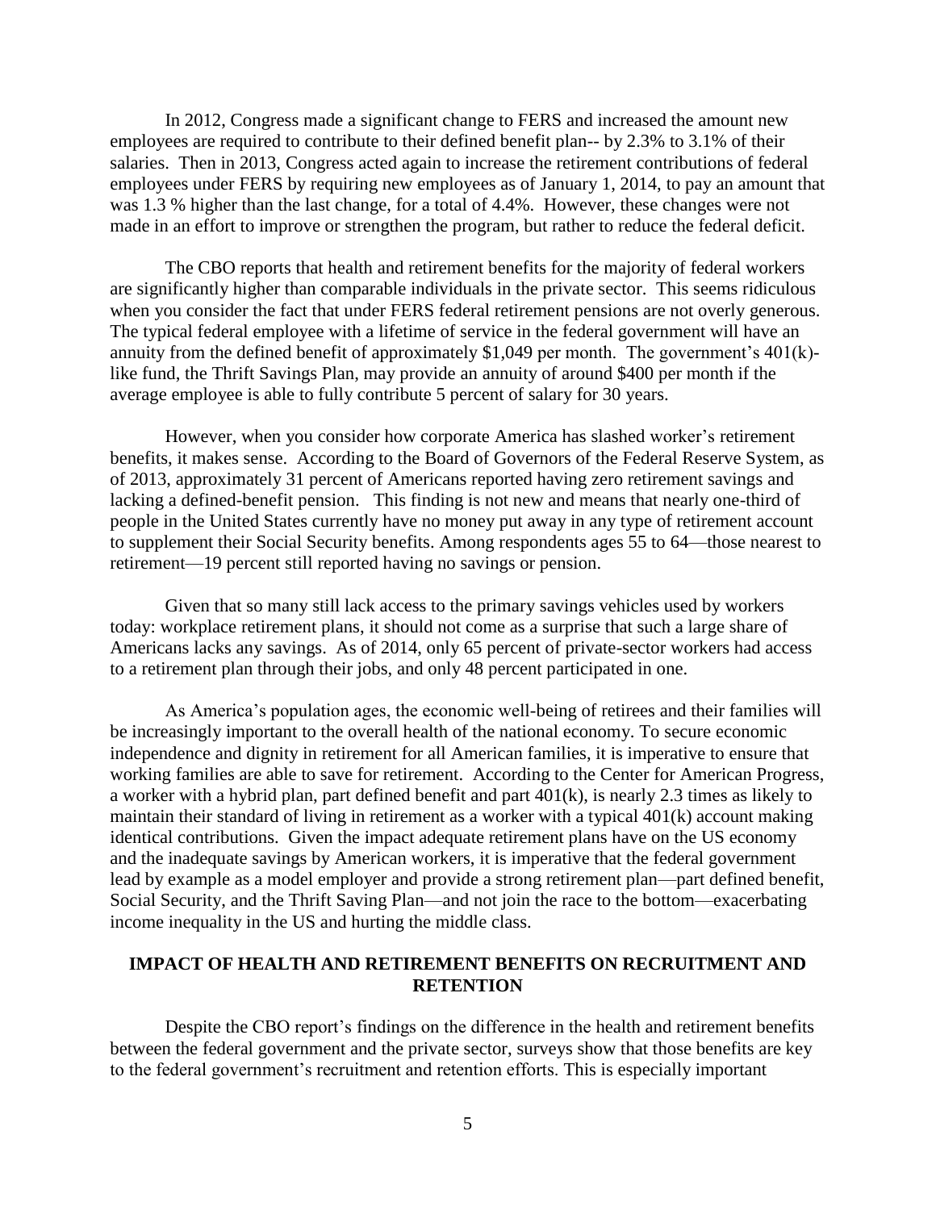In 2012, Congress made a significant change to FERS and increased the amount new employees are required to contribute to their defined benefit plan-- by 2.3% to 3.1% of their salaries. Then in 2013, Congress acted again to increase the retirement contributions of federal employees under FERS by requiring new employees as of January 1, 2014, to pay an amount that was 1.3 % higher than the last change, for a total of 4.4%. However, these changes were not made in an effort to improve or strengthen the program, but rather to reduce the federal deficit.

The CBO reports that health and retirement benefits for the majority of federal workers are significantly higher than comparable individuals in the private sector. This seems ridiculous when you consider the fact that under FERS federal retirement pensions are not overly generous. The typical federal employee with a lifetime of service in the federal government will have an annuity from the defined benefit of approximately $1,049 per month. The government's 401(k)-like fund, the Thrift Savings Plan, may provide an annuity of around $400 per month if the average employee is able to fully contribute 5 percent of salary for 30 years.

However, when you consider how corporate America has slashed worker's retirement benefits, it makes sense. According to the Board of Governors of the Federal Reserve System, as of 2013, approximately 31 percent of Americans reported having zero retirement savings and lacking a defined-benefit pension. This finding is not new and means that nearly one-third of people in the United States currently have no money put away in any type of retirement account to supplement their Social Security benefits. Among respondents ages 55 to 64—those nearest to retirement—19 percent still reported having no savings or pension.

Given that so many still lack access to the primary savings vehicles used by workers today: workplace retirement plans, it should not come as a surprise that such a large share of Americans lacks any savings. As of 2014, only 65 percent of private-sector workers had access to a retirement plan through their jobs, and only 48 percent participated in one.

As America's population ages, the economic well-being of retirees and their families will be increasingly important to the overall health of the national economy. To secure economic independence and dignity in retirement for all American families, it is imperative to ensure that working families are able to save for retirement. According to the Center for American Progress, a worker with a hybrid plan, part defined benefit and part 401(k), is nearly 2.3 times as likely to maintain their standard of living in retirement as a worker with a typical 401(k) account making identical contributions. Given the impact adequate retirement plans have on the US economy and the inadequate savings by American workers, it is imperative that the federal government lead by example as a model employer and provide a strong retirement plan—part defined benefit, Social Security, and the Thrift Saving Plan—and not join the race to the bottom—exacerbating income inequality in the US and hurting the middle class.

## IMPACT OF HEALTH AND RETIREMENT BENEFITS ON RECRUITMENT AND RETENTION

Despite the CBO report's findings on the difference in the health and retirement benefits between the federal government and the private sector, surveys show that those benefits are key to the federal government's recruitment and retention efforts. This is especially important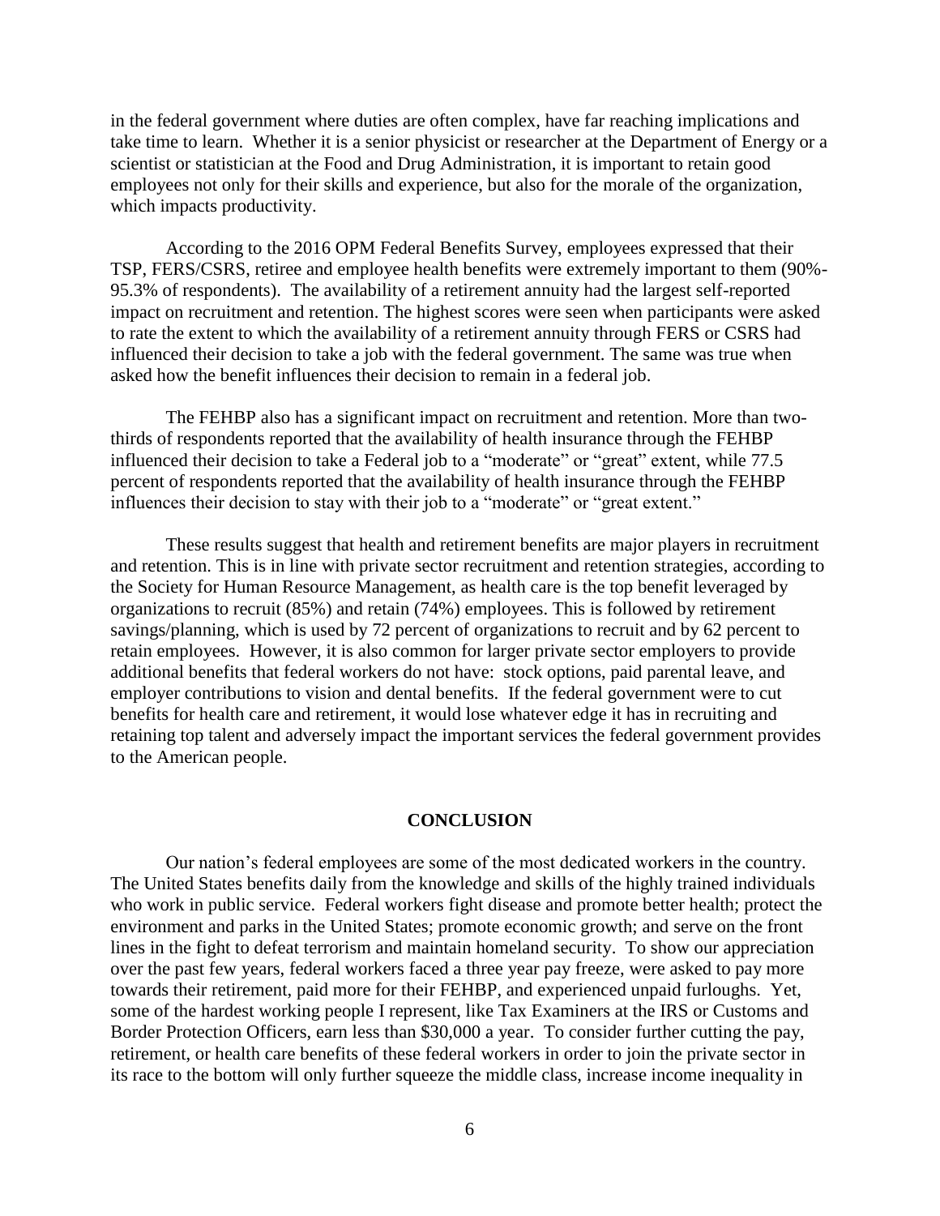in the federal government where duties are often complex, have far reaching implications and take time to learn. Whether it is a senior physicist or researcher at the Department of Energy or a scientist or statistician at the Food and Drug Administration, it is important to retain good employees not only for their skills and experience, but also for the morale of the organization, which impacts productivity.

According to the 2016 OPM Federal Benefits Survey, employees expressed that their TSP, FERS/CSRS, retiree and employee health benefits were extremely important to them (90%-95.3% of respondents). The availability of a retirement annuity had the largest self-reported impact on recruitment and retention. The highest scores were seen when participants were asked to rate the extent to which the availability of a retirement annuity through FERS or CSRS had influenced their decision to take a job with the federal government. The same was true when asked how the benefit influences their decision to remain in a federal job.

The FEHBP also has a significant impact on recruitment and retention. More than two-thirds of respondents reported that the availability of health insurance through the FEHBP influenced their decision to take a Federal job to a "moderate" or "great" extent, while 77.5 percent of respondents reported that the availability of health insurance through the FEHBP influences their decision to stay with their job to a "moderate" or "great extent."

These results suggest that health and retirement benefits are major players in recruitment and retention. This is in line with private sector recruitment and retention strategies, according to the Society for Human Resource Management, as health care is the top benefit leveraged by organizations to recruit (85%) and retain (74%) employees. This is followed by retirement savings/planning, which is used by 72 percent of organizations to recruit and by 62 percent to retain employees. However, it is also common for larger private sector employers to provide additional benefits that federal workers do not have: stock options, paid parental leave, and employer contributions to vision and dental benefits. If the federal government were to cut benefits for health care and retirement, it would lose whatever edge it has in recruiting and retaining top talent and adversely impact the important services the federal government provides to the American people.

## CONCLUSION

Our nation's federal employees are some of the most dedicated workers in the country. The United States benefits daily from the knowledge and skills of the highly trained individuals who work in public service. Federal workers fight disease and promote better health; protect the environment and parks in the United States; promote economic growth; and serve on the front lines in the fight to defeat terrorism and maintain homeland security. To show our appreciation over the past few years, federal workers faced a three year pay freeze, were asked to pay more towards their retirement, paid more for their FEHBP, and experienced unpaid furloughs. Yet, some of the hardest working people I represent, like Tax Examiners at the IRS or Customs and Border Protection Officers, earn less than $30,000 a year. To consider further cutting the pay, retirement, or health care benefits of these federal workers in order to join the private sector in its race to the bottom will only further squeeze the middle class, increase income inequality in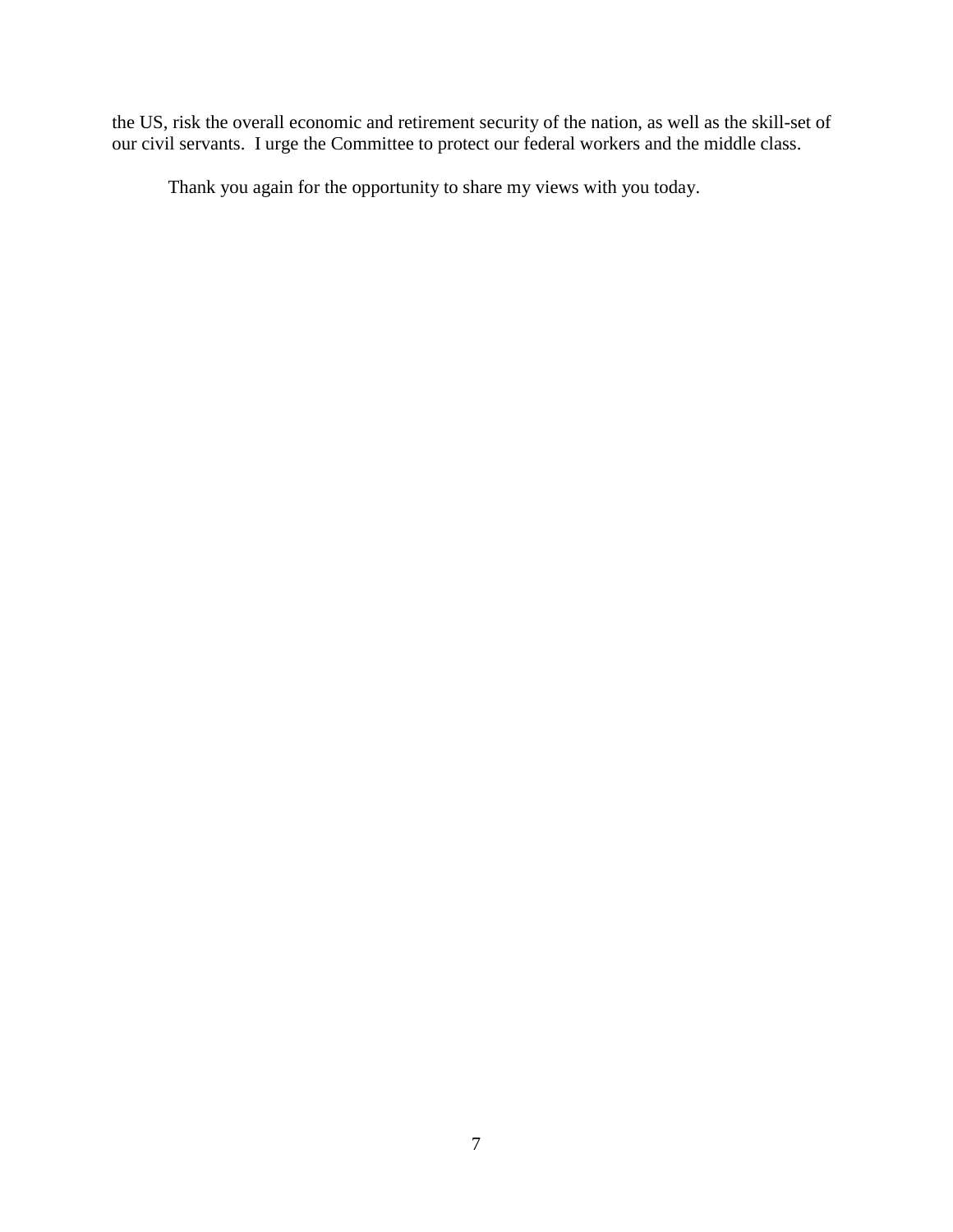the US, risk the overall economic and retirement security of the nation, as well as the skill-set of our civil servants. I urge the Committee to protect our federal workers and the middle class.

Thank you again for the opportunity to share my views with you today.